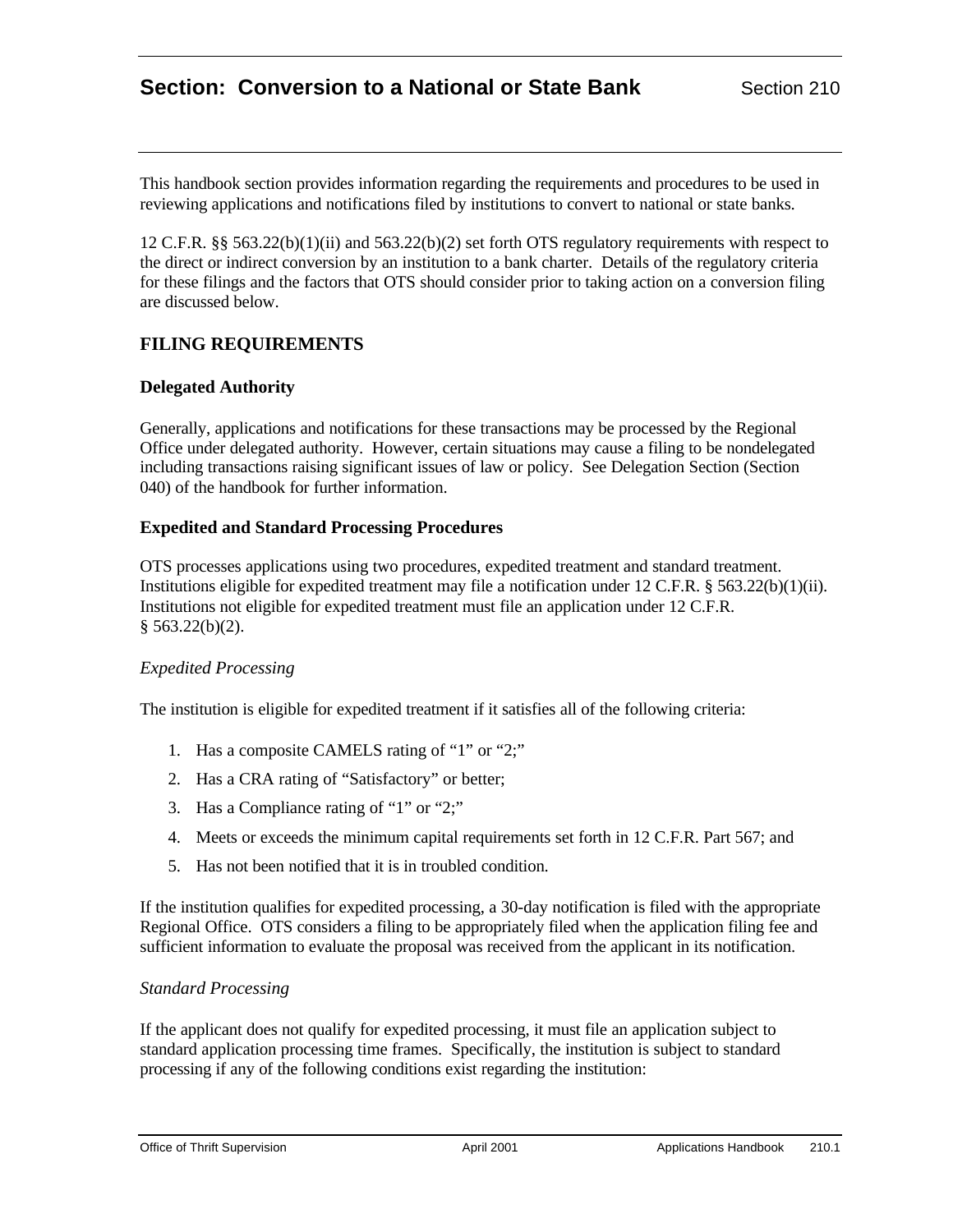# Section: Conversion to a National or State Bank

Section 210

This handbook section provides information regarding the requirements and procedures to be used in reviewing applications and notifications filed by institutions to convert to national or state banks.

12 C.F.R. §§ 563.22(b)(1)(ii) and 563.22(b)(2) set forth OTS regulatory requirements with respect to the direct or indirect conversion by an institution to a bank charter. Details of the regulatory criteria for these filings and the factors that OTS should consider prior to taking action on a conversion filing are discussed below.

## FILING REQUIREMENTS

### Delegated Authority

Generally, applications and notifications for these transactions may be processed by the Regional Office under delegated authority. However, certain situations may cause a filing to be nondelegated including transactions raising significant issues of law or policy. See Delegation Section (Section 040) of the handbook for further information.

### Expedited and Standard Processing Procedures

OTS processes applications using two procedures, expedited treatment and standard treatment. Institutions eligible for expedited treatment may file a notification under 12 C.F.R. § 563.22(b)(1)(ii). Institutions not eligible for expedited treatment must file an application under 12 C.F.R. § 563.22(b)(2).

*Expedited Processing*

The institution is eligible for expedited treatment if it satisfies all of the following criteria:

1. Has a composite CAMELS rating of "1" or "2;"
2. Has a CRA rating of "Satisfactory" or better;
3. Has a Compliance rating of "1" or "2;"
4. Meets or exceeds the minimum capital requirements set forth in 12 C.F.R. Part 567; and
5. Has not been notified that it is in troubled condition.

If the institution qualifies for expedited processing, a 30-day notification is filed with the appropriate Regional Office. OTS considers a filing to be appropriately filed when the application filing fee and sufficient information to evaluate the proposal was received from the applicant in its notification.

*Standard Processing*

If the applicant does not qualify for expedited processing, it must file an application subject to standard application processing time frames. Specifically, the institution is subject to standard processing if any of the following conditions exist regarding the institution: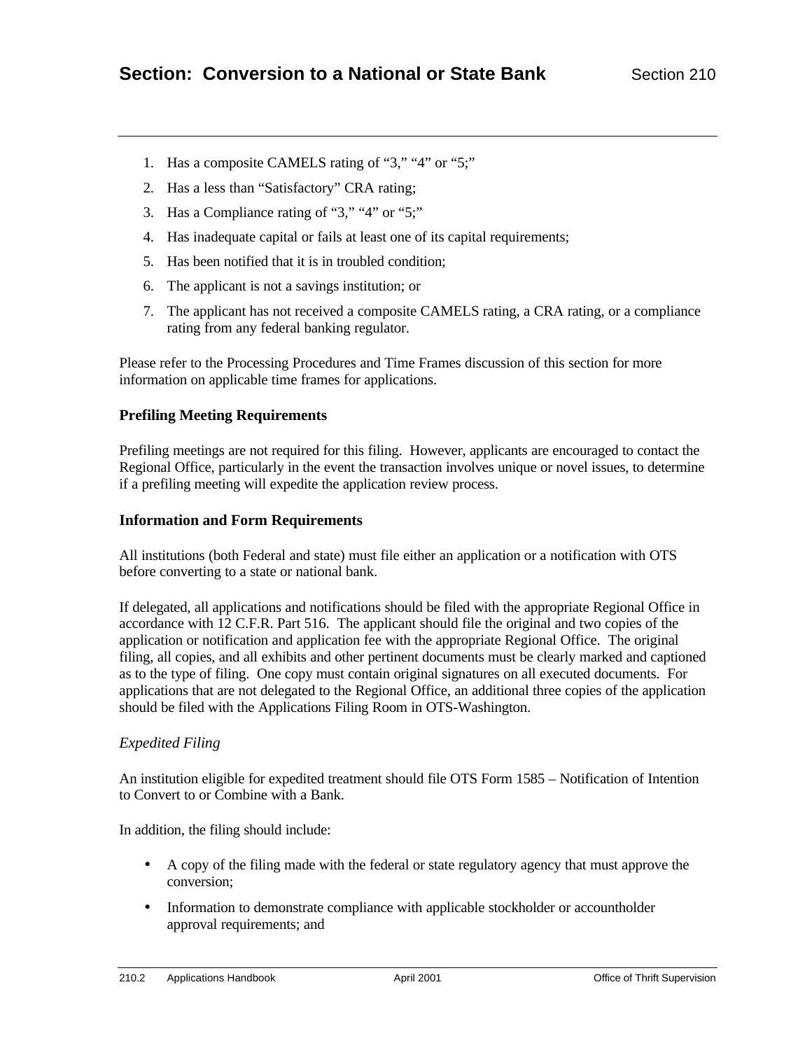1. Has a composite CAMELS rating of “3,” “4” or “5;”
2. Has a less than “Satisfactory” CRA rating;
3. Has a Compliance rating of “3,” “4” or “5;”
4. Has inadequate capital or fails at least one of its capital requirements;
5. Has been notified that it is in troubled condition;
6. The applicant is not a savings institution; or
7. The applicant has not received a composite CAMELS rating, a CRA rating, or a compliance rating from any federal banking regulator.

Please refer to the Processing Procedures and Time Frames discussion of this section for more information on applicable time frames for applications.

### Prefiling Meeting Requirements

Prefiling meetings are not required for this filing. However, applicants are encouraged to contact the Regional Office, particularly in the event the transaction involves unique or novel issues, to determine if a prefiling meeting will expedite the application review process.

### Information and Form Requirements

All institutions (both Federal and state) must file either an application or a notification with OTS before converting to a state or national bank.

If delegated, all applications and notifications should be filed with the appropriate Regional Office in accordance with 12 C.F.R. Part 516. The applicant should file the original and two copies of the application or notification and application fee with the appropriate Regional Office. The original filing, all copies, and all exhibits and other pertinent documents must be clearly marked and captioned as to the type of filing. One copy must contain original signatures on all executed documents. For applications that are not delegated to the Regional Office, an additional three copies of the application should be filed with the Applications Filing Room in OTS-Washington.

*Expedited Filing*

An institution eligible for expedited treatment should file OTS Form 1585 – Notification of Intention to Convert to or Combine with a Bank.

In addition, the filing should include:

- A copy of the filing made with the federal or state regulatory agency that must approve the conversion;
- Information to demonstrate compliance with applicable stockholder or accountholder approval requirements; and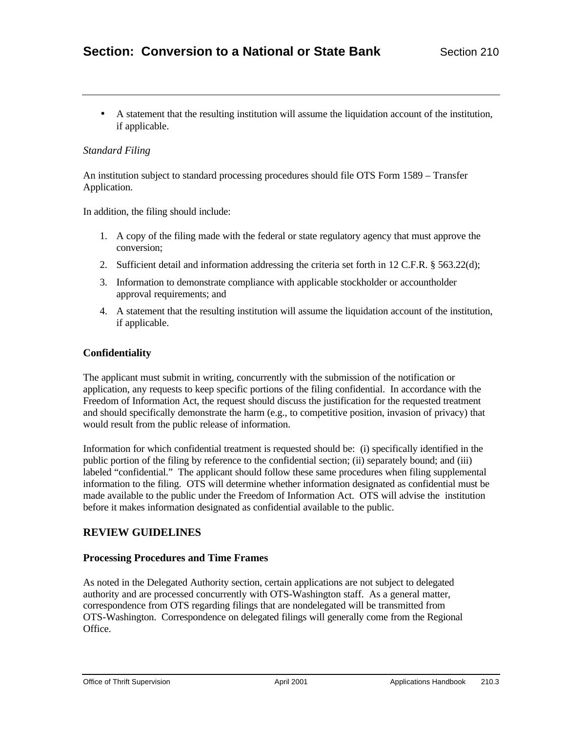- A statement that the resulting institution will assume the liquidation account of the institution, if applicable.

*Standard Filing*

An institution subject to standard processing procedures should file OTS Form 1589 – Transfer Application.

In addition, the filing should include:

1. A copy of the filing made with the federal or state regulatory agency that must approve the conversion;
2. Sufficient detail and information addressing the criteria set forth in 12 C.F.R. § 563.22(d);
3. Information to demonstrate compliance with applicable stockholder or accountholder approval requirements; and
4. A statement that the resulting institution will assume the liquidation account of the institution, if applicable.

### Confidentiality

The applicant must submit in writing, concurrently with the submission of the notification or application, any requests to keep specific portions of the filing confidential. In accordance with the Freedom of Information Act, the request should discuss the justification for the requested treatment and should specifically demonstrate the harm (e.g., to competitive position, invasion of privacy) that would result from the public release of information.

Information for which confidential treatment is requested should be: (i) specifically identified in the public portion of the filing by reference to the confidential section; (ii) separately bound; and (iii) labeled "confidential." The applicant should follow these same procedures when filing supplemental information to the filing. OTS will determine whether information designated as confidential must be made available to the public under the Freedom of Information Act. OTS will advise the institution before it makes information designated as confidential available to the public.

## REVIEW GUIDELINES

### Processing Procedures and Time Frames

As noted in the Delegated Authority section, certain applications are not subject to delegated authority and are processed concurrently with OTS-Washington staff. As a general matter, correspondence from OTS regarding filings that are nondelegated will be transmitted from OTS-Washington. Correspondence on delegated filings will generally come from the Regional Office.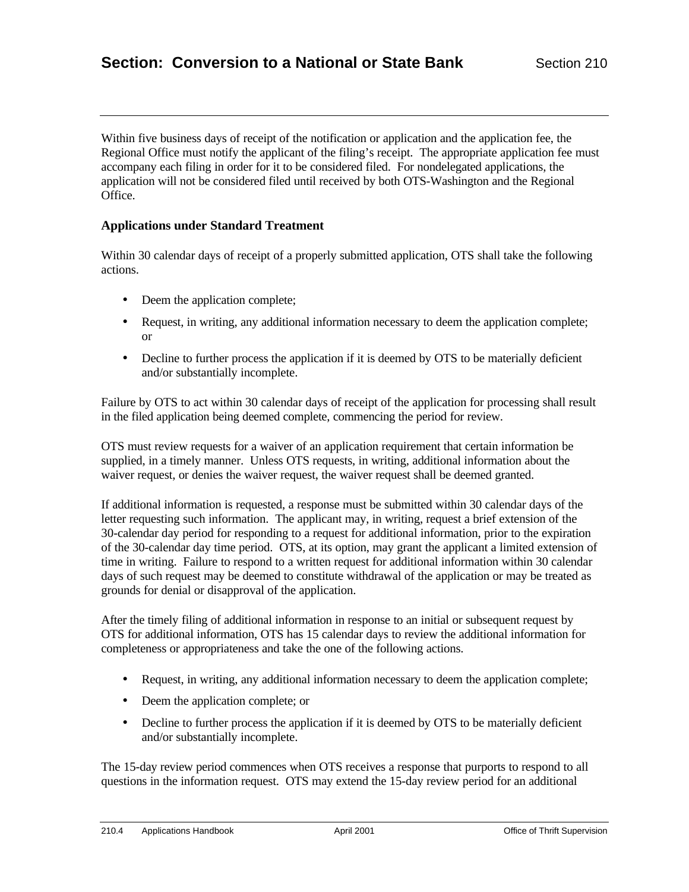Within five business days of receipt of the notification or application and the application fee, the Regional Office must notify the applicant of the filing's receipt. The appropriate application fee must accompany each filing in order for it to be considered filed. For nondelegated applications, the application will not be considered filed until received by both OTS-Washington and the Regional Office.

### Applications under Standard Treatment

Within 30 calendar days of receipt of a properly submitted application, OTS shall take the following actions.

- Deem the application complete;
- Request, in writing, any additional information necessary to deem the application complete; or
- Decline to further process the application if it is deemed by OTS to be materially deficient and/or substantially incomplete.

Failure by OTS to act within 30 calendar days of receipt of the application for processing shall result in the filed application being deemed complete, commencing the period for review.

OTS must review requests for a waiver of an application requirement that certain information be supplied, in a timely manner. Unless OTS requests, in writing, additional information about the waiver request, or denies the waiver request, the waiver request shall be deemed granted.

If additional information is requested, a response must be submitted within 30 calendar days of the letter requesting such information. The applicant may, in writing, request a brief extension of the 30-calendar day period for responding to a request for additional information, prior to the expiration of the 30-calendar day time period. OTS, at its option, may grant the applicant a limited extension of time in writing. Failure to respond to a written request for additional information within 30 calendar days of such request may be deemed to constitute withdrawal of the application or may be treated as grounds for denial or disapproval of the application.

After the timely filing of additional information in response to an initial or subsequent request by OTS for additional information, OTS has 15 calendar days to review the additional information for completeness or appropriateness and take the one of the following actions.

- Request, in writing, any additional information necessary to deem the application complete;
- Deem the application complete; or
- Decline to further process the application if it is deemed by OTS to be materially deficient and/or substantially incomplete.

The 15-day review period commences when OTS receives a response that purports to respond to all questions in the information request. OTS may extend the 15-day review period for an additional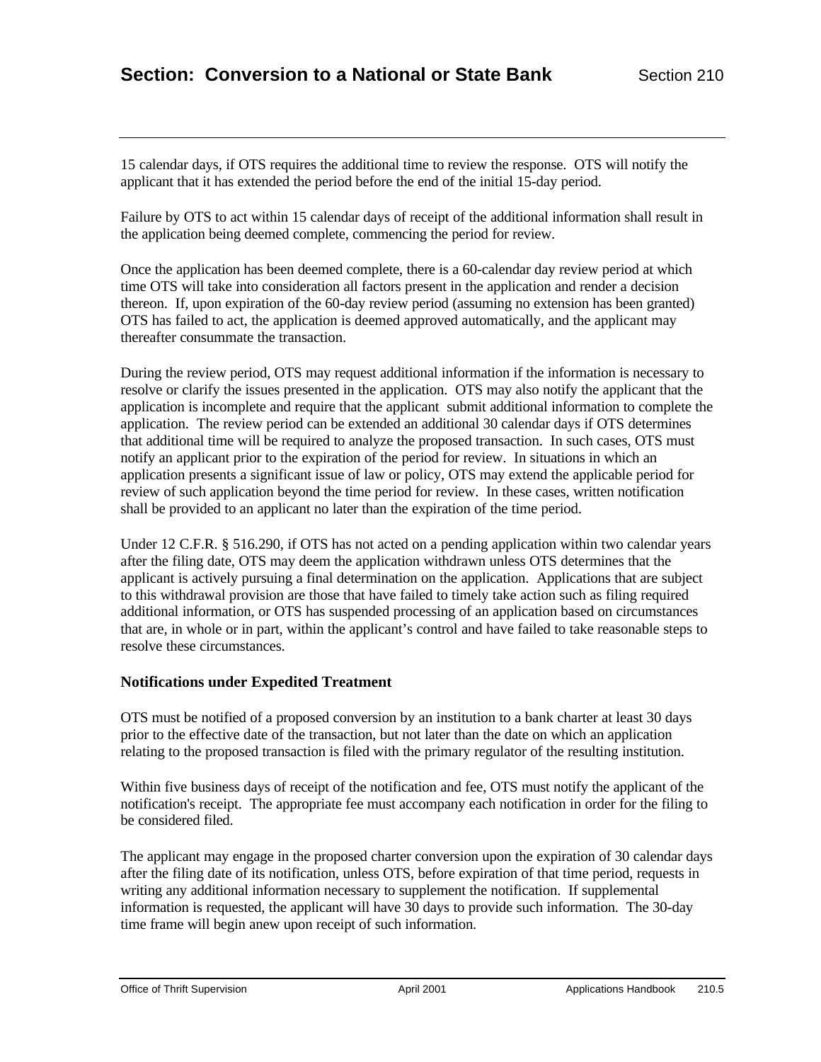15 calendar days, if OTS requires the additional time to review the response. OTS will notify the applicant that it has extended the period before the end of the initial 15-day period.

Failure by OTS to act within 15 calendar days of receipt of the additional information shall result in the application being deemed complete, commencing the period for review.

Once the application has been deemed complete, there is a 60-calendar day review period at which time OTS will take into consideration all factors present in the application and render a decision thereon. If, upon expiration of the 60-day review period (assuming no extension has been granted) OTS has failed to act, the application is deemed approved automatically, and the applicant may thereafter consummate the transaction.

During the review period, OTS may request additional information if the information is necessary to resolve or clarify the issues presented in the application. OTS may also notify the applicant that the application is incomplete and require that the applicant submit additional information to complete the application. The review period can be extended an additional 30 calendar days if OTS determines that additional time will be required to analyze the proposed transaction. In such cases, OTS must notify an applicant prior to the expiration of the period for review. In situations in which an application presents a significant issue of law or policy, OTS may extend the applicable period for review of such application beyond the time period for review. In these cases, written notification shall be provided to an applicant no later than the expiration of the time period.

Under 12 C.F.R. § 516.290, if OTS has not acted on a pending application within two calendar years after the filing date, OTS may deem the application withdrawn unless OTS determines that the applicant is actively pursuing a final determination on the application. Applications that are subject to this withdrawal provision are those that have failed to timely take action such as filing required additional information, or OTS has suspended processing of an application based on circumstances that are, in whole or in part, within the applicant's control and have failed to take reasonable steps to resolve these circumstances.

### Notifications under Expedited Treatment

OTS must be notified of a proposed conversion by an institution to a bank charter at least 30 days prior to the effective date of the transaction, but not later than the date on which an application relating to the proposed transaction is filed with the primary regulator of the resulting institution.

Within five business days of receipt of the notification and fee, OTS must notify the applicant of the notification's receipt. The appropriate fee must accompany each notification in order for the filing to be considered filed.

The applicant may engage in the proposed charter conversion upon the expiration of 30 calendar days after the filing date of its notification, unless OTS, before expiration of that time period, requests in writing any additional information necessary to supplement the notification. If supplemental information is requested, the applicant will have 30 days to provide such information. The 30-day time frame will begin anew upon receipt of such information.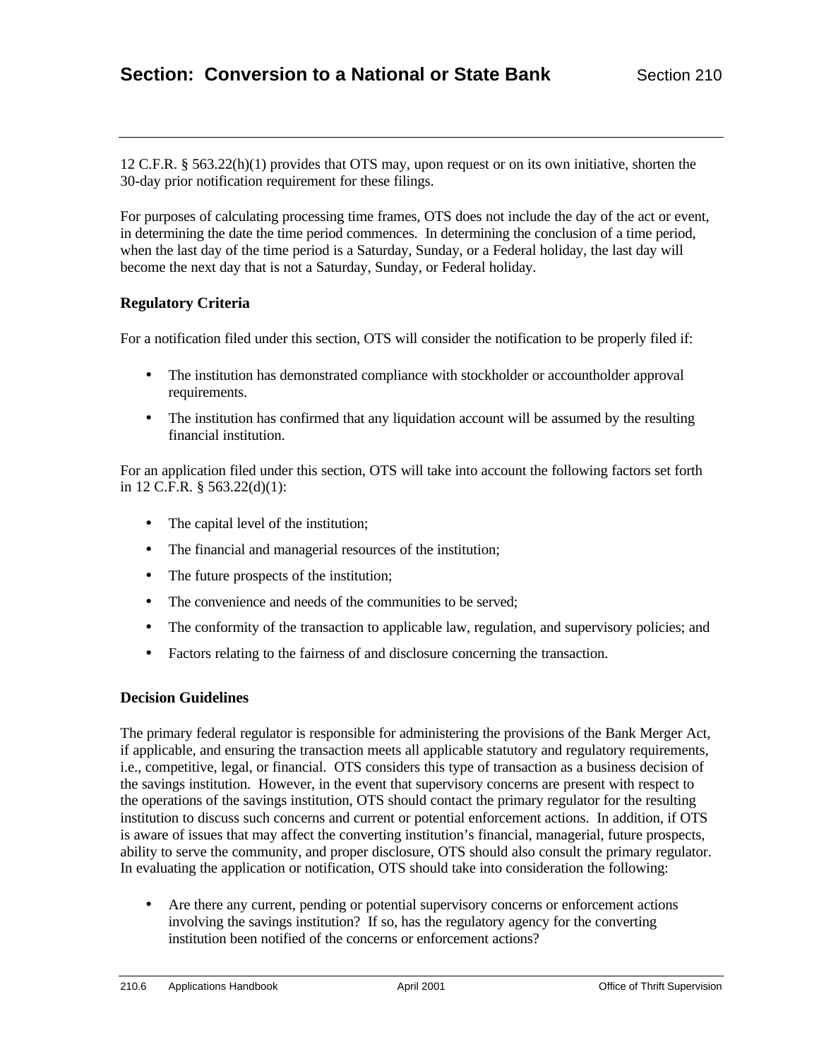12 C.F.R. § 563.22(h)(1) provides that OTS may, upon request or on its own initiative, shorten the 30-day prior notification requirement for these filings.

For purposes of calculating processing time frames, OTS does not include the day of the act or event, in determining the date the time period commences. In determining the conclusion of a time period, when the last day of the time period is a Saturday, Sunday, or a Federal holiday, the last day will become the next day that is not a Saturday, Sunday, or Federal holiday.

### Regulatory Criteria

For a notification filed under this section, OTS will consider the notification to be properly filed if:

- The institution has demonstrated compliance with stockholder or accountholder approval requirements.
- The institution has confirmed that any liquidation account will be assumed by the resulting financial institution.

For an application filed under this section, OTS will take into account the following factors set forth in 12 C.F.R. § 563.22(d)(1):

- The capital level of the institution;
- The financial and managerial resources of the institution;
- The future prospects of the institution;
- The convenience and needs of the communities to be served;
- The conformity of the transaction to applicable law, regulation, and supervisory policies; and
- Factors relating to the fairness of and disclosure concerning the transaction.

### Decision Guidelines

The primary federal regulator is responsible for administering the provisions of the Bank Merger Act, if applicable, and ensuring the transaction meets all applicable statutory and regulatory requirements, i.e., competitive, legal, or financial. OTS considers this type of transaction as a business decision of the savings institution. However, in the event that supervisory concerns are present with respect to the operations of the savings institution, OTS should contact the primary regulator for the resulting institution to discuss such concerns and current or potential enforcement actions. In addition, if OTS is aware of issues that may affect the converting institution's financial, managerial, future prospects, ability to serve the community, and proper disclosure, OTS should also consult the primary regulator. In evaluating the application or notification, OTS should take into consideration the following:

- Are there any current, pending or potential supervisory concerns or enforcement actions involving the savings institution? If so, has the regulatory agency for the converting institution been notified of the concerns or enforcement actions?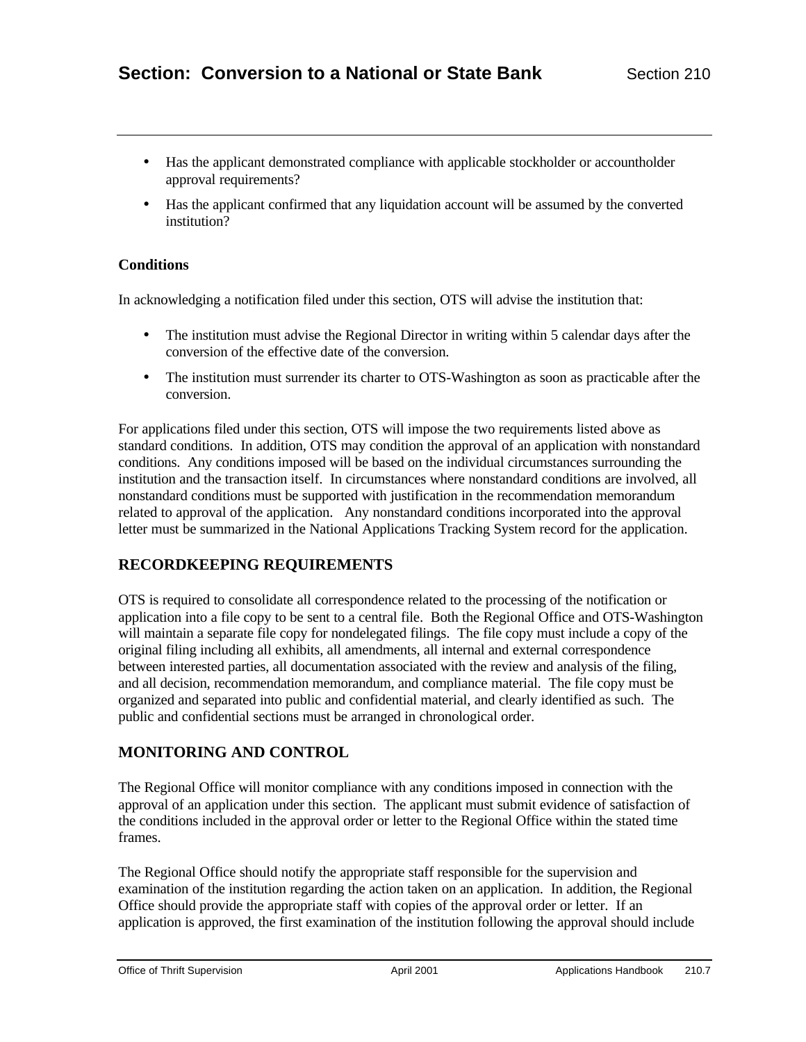- Has the applicant demonstrated compliance with applicable stockholder or accountholder approval requirements?
- Has the applicant confirmed that any liquidation account will be assumed by the converted institution?

**Conditions**

In acknowledging a notification filed under this section, OTS will advise the institution that:

- The institution must advise the Regional Director in writing within 5 calendar days after the conversion of the effective date of the conversion.
- The institution must surrender its charter to OTS-Washington as soon as practicable after the conversion.

For applications filed under this section, OTS will impose the two requirements listed above as standard conditions. In addition, OTS may condition the approval of an application with nonstandard conditions. Any conditions imposed will be based on the individual circumstances surrounding the institution and the transaction itself. In circumstances where nonstandard conditions are involved, all nonstandard conditions must be supported with justification in the recommendation memorandum related to approval of the application. Any nonstandard conditions incorporated into the approval letter must be summarized in the National Applications Tracking System record for the application.

## RECORDKEEPING REQUIREMENTS

OTS is required to consolidate all correspondence related to the processing of the notification or application into a file copy to be sent to a central file. Both the Regional Office and OTS-Washington will maintain a separate file copy for nondelegated filings. The file copy must include a copy of the original filing including all exhibits, all amendments, all internal and external correspondence between interested parties, all documentation associated with the review and analysis of the filing, and all decision, recommendation memorandum, and compliance material. The file copy must be organized and separated into public and confidential material, and clearly identified as such. The public and confidential sections must be arranged in chronological order.

## MONITORING AND CONTROL

The Regional Office will monitor compliance with any conditions imposed in connection with the approval of an application under this section. The applicant must submit evidence of satisfaction of the conditions included in the approval order or letter to the Regional Office within the stated time frames.

The Regional Office should notify the appropriate staff responsible for the supervision and examination of the institution regarding the action taken on an application. In addition, the Regional Office should provide the appropriate staff with copies of the approval order or letter. If an application is approved, the first examination of the institution following the approval should include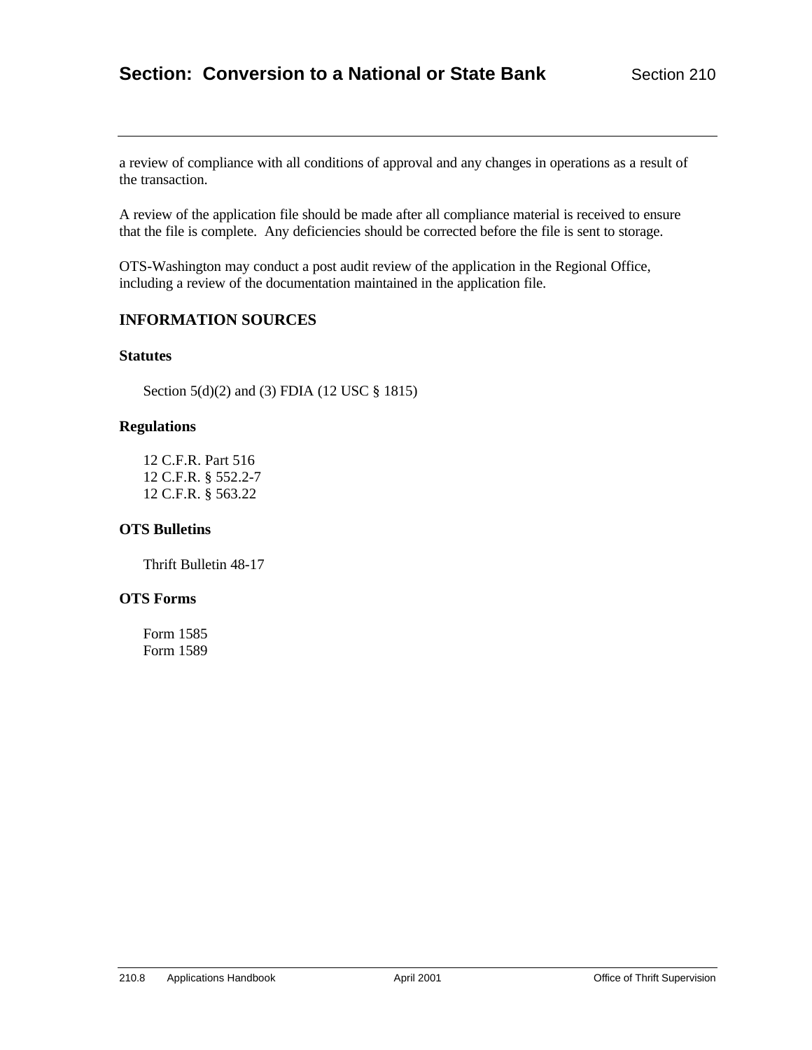a review of compliance with all conditions of approval and any changes in operations as a result of the transaction.

A review of the application file should be made after all compliance material is received to ensure that the file is complete. Any deficiencies should be corrected before the file is sent to storage.

OTS-Washington may conduct a post audit review of the application in the Regional Office, including a review of the documentation maintained in the application file.

## INFORMATION SOURCES

### Statutes

Section 5(d)(2) and (3) FDIA (12 USC § 1815)

### Regulations

12 C.F.R. Part 516
12 C.F.R. § 552.2-7
12 C.F.R. § 563.22

### OTS Bulletins

Thrift Bulletin 48-17

### OTS Forms

Form 1585
Form 1589